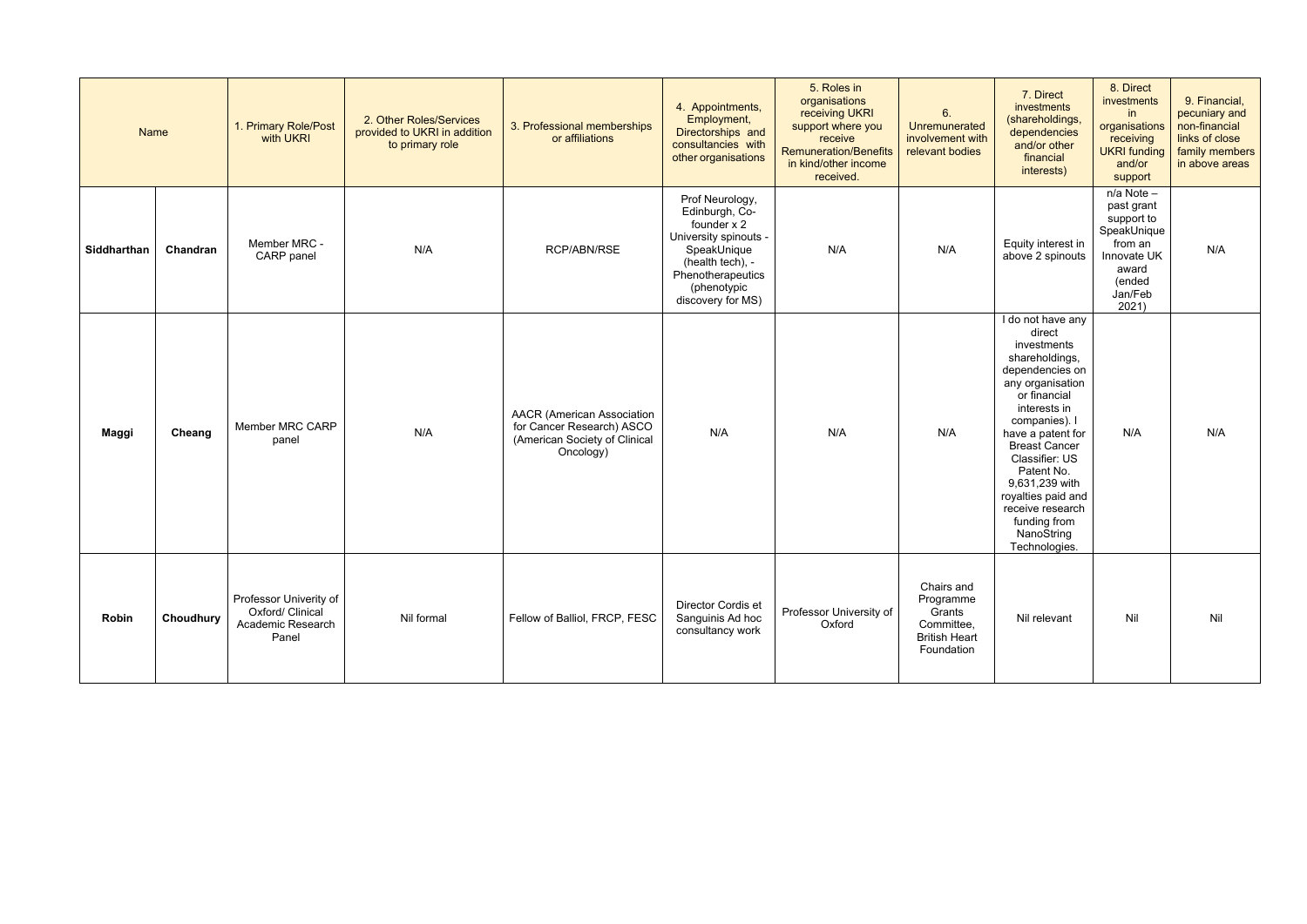| Name | | 1. Primary Role/Post with UKRI | 2. Other Roles/Services provided to UKRI in addition to primary role | 3. Professional memberships or affiliations | 4. Appointments, Employment, Directorships and consultancies with other organisations | 5. Roles in organisations receiving UKRI support where you receive Remuneration/Benefits in kind/other income received. | 6. Unremunerated involvement with relevant bodies | 7. Direct investments (shareholdings, dependencies and/or other financial interests) | 8. Direct investments in organisations receiving UKRI funding and/or support | 9. Financial, pecuniary and non-financial links of close family members in above areas |
|---|---|---|---|---|---|---|---|---|---|---|
| **Siddharthan** | **Chandran** | Member MRC - CARP panel | N/A | RCP/ABN/RSE | Prof Neurology, Edinburgh, Co-founder x 2 University spinouts - SpeakUnique (health tech), - Phenotherapeutics (phenotypic discovery for MS) | N/A | N/A | Equity interest in above 2 spinouts | n/a Note – past grant support to SpeakUnique from an Innovate UK award (ended Jan/Feb 2021) | N/A |
| **Maggi** | **Cheang** | Member MRC CARP panel | N/A | AACR (American Association for Cancer Research) ASCO (American Society of Clinical Oncology) | N/A | N/A | N/A | I do not have any direct investments shareholdings, dependencies on any organisation or financial interests in companies). I have a patent for Breast Cancer Classifier: US Patent No. 9,631,239 with royalties paid and receive research funding from NanoString Technologies. | N/A | N/A |
| **Robin** | **Choudhury** | Professor Univerity of Oxford/ Clinical Academic Research Panel | Nil formal | Fellow of Balliol, FRCP, FESC | Director Cordis et Sanguinis Ad hoc consultancy work | Professor University of Oxford | Chairs and Programme Grants Committee, British Heart Foundation | Nil relevant | Nil | Nil |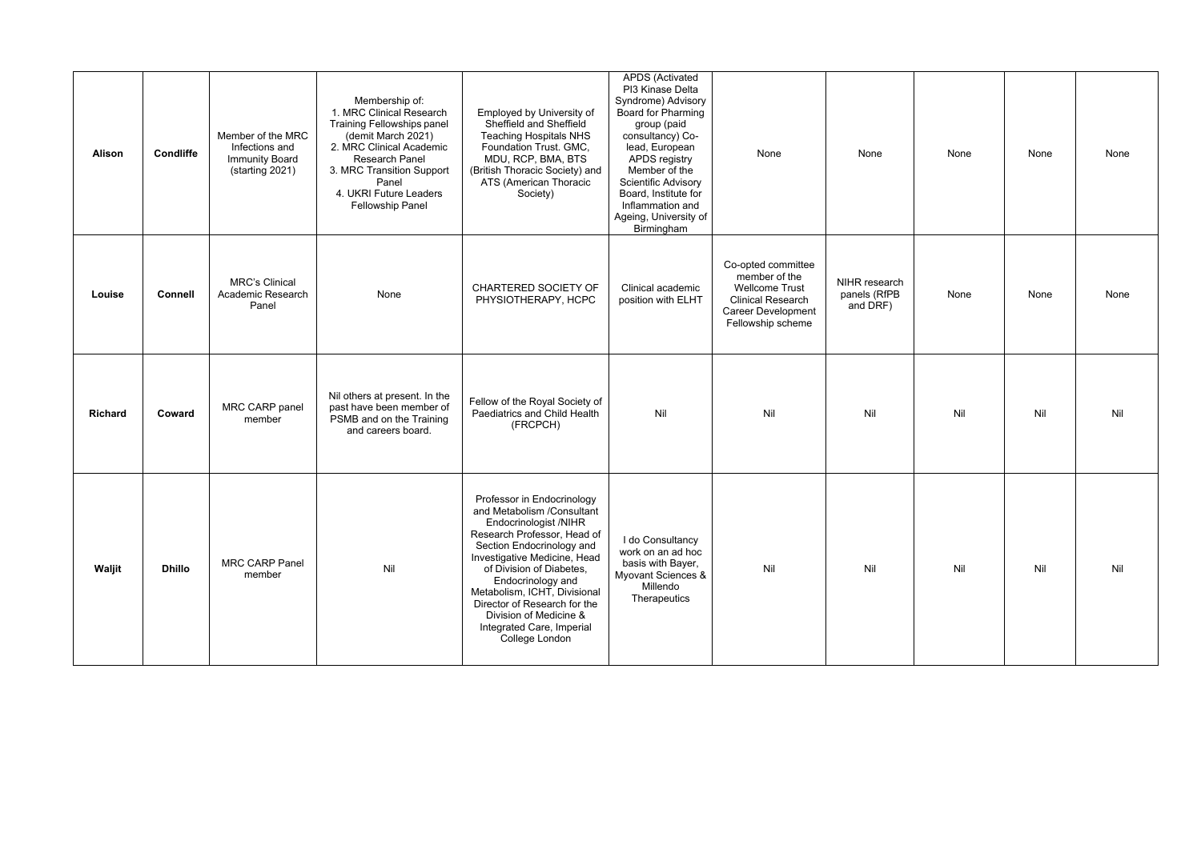| | | | | | | | | | | |
|---|---|---|---|---|---|---|---|---|---|---|
| **Alison** | **Condliffe** | Member of the MRC Infections and Immunity Board (starting 2021) | Membership of: 1. MRC Clinical Research Training Fellowships panel (demit March 2021) 2. MRC Clinical Academic Research Panel 3. MRC Transition Support Panel 4. UKRI Future Leaders Fellowship Panel | Employed by University of Sheffield and Sheffield Teaching Hospitals NHS Foundation Trust. GMC, MDU, RCP, BMA, BTS (British Thoracic Society) and ATS (American Thoracic Society) | APDS (Activated PI3 Kinase Delta Syndrome) Advisory Board for Pharming group (paid consultancy) Co-lead, European APDS registry Member of the Scientific Advisory Board, Institute for Inflammation and Ageing, University of Birmingham | None | None | None | None | None |
| **Louise** | **Connell** | MRC's Clinical Academic Research Panel | None | CHARTERED SOCIETY OF PHYSIOTHERAPY, HCPC | Clinical academic position with ELHT | Co-opted committee member of the Wellcome Trust Clinical Research Career Development Fellowship scheme | NIHR research panels (RfPB and DRF) | None | None | None |
| **Richard** | **Coward** | MRC CARP panel member | Nil others at present. In the past have been member of PSMB and on the Training and careers board. | Fellow of the Royal Society of Paediatrics and Child Health (FRCPCH) | Nil | Nil | Nil | Nil | Nil | Nil |
| **Waljit** | **Dhillo** | MRC CARP Panel member | Nil | Professor in Endocrinology and Metabolism /Consultant Endocrinologist /NIHR Research Professor, Head of Section Endocrinology and Investigative Medicine, Head of Division of Diabetes, Endocrinology and Metabolism, ICHT, Divisional Director of Research for the Division of Medicine & Integrated Care, Imperial College London | I do Consultancy work on an ad hoc basis with Bayer, Myovant Sciences & Millendo Therapeutics | Nil | Nil | Nil | Nil | Nil |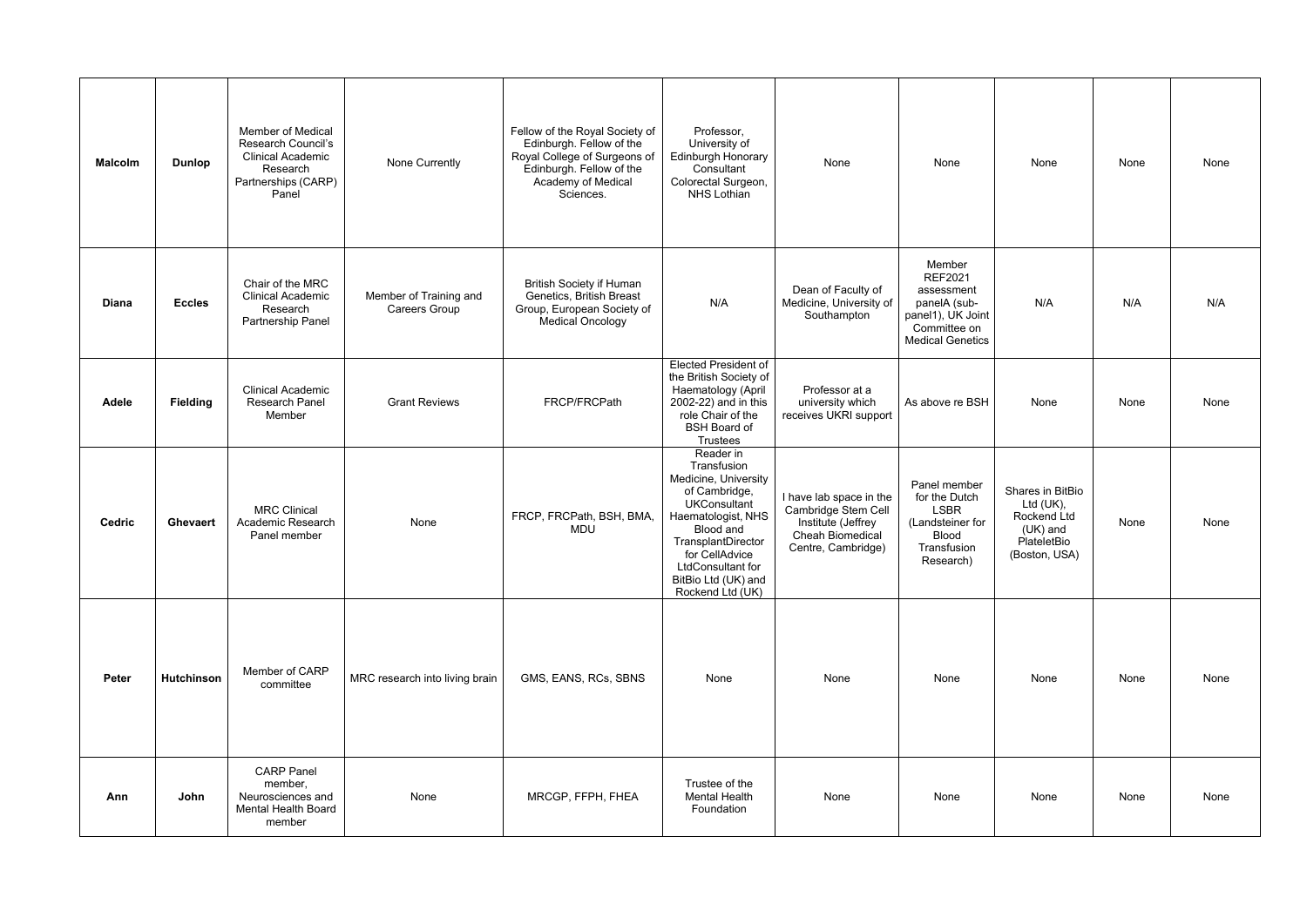| | | | | | | | | | | |
|---|---|---|---|---|---|---|---|---|---|---|
| **Malcolm** | **Dunlop** | Member of Medical Research Council's Clinical Academic Research Partnerships (CARP) Panel | None Currently | Fellow of the Royal Society of Edinburgh. Fellow of the Royal College of Surgeons of Edinburgh. Fellow of the Academy of Medical Sciences. | Professor, University of Edinburgh Honorary Consultant Colorectal Surgeon, NHS Lothian | None | None | None | None | None |
| **Diana** | **Eccles** | Chair of the MRC Clinical Academic Research Partnership Panel | Member of Training and Careers Group | British Society if Human Genetics, British Breast Group, European Society of Medical Oncology | N/A | Dean of Faculty of Medicine, University of Southampton | Member REF2021 assessment panelA (sub-panel1), UK Joint Committee on Medical Genetics | N/A | N/A | N/A |
| **Adele** | **Fielding** | Clinical Academic Research Panel Member | Grant Reviews | FRCP/FRCPath | Elected President of the British Society of Haematology (April 2002-22) and in this role Chair of the BSH Board of Trustees | Professor at a university which receives UKRI support | As above re BSH | None | None | None |
| **Cedric** | **Ghevaert** | MRC Clinical Academic Research Panel member | None | FRCP, FRCPath, BSH, BMA, MDU | Reader in Transfusion Medicine, University of Cambridge, UKConsultant Haematologist, NHS Blood and TransplantDirector for CellAdvice LtdConsultant for BitBio Ltd (UK) and Rockend Ltd (UK) | I have lab space in the Cambridge Stem Cell Institute (Jeffrey Cheah Biomedical Centre, Cambridge) | Panel member for the Dutch LSBR (Landsteiner for Blood Transfusion Research) | Shares in BitBio Ltd (UK), Rockend Ltd (UK) and PlateletBio (Boston, USA) | None | None |
| **Peter** | **Hutchinson** | Member of CARP committee | MRC research into living brain | GMS, EANS, RCs, SBNS | None | None | None | None | None | None |
| **Ann** | **John** | CARP Panel member, Neurosciences and Mental Health Board member | None | MRCGP, FFPH, FHEA | Trustee of the Mental Health Foundation | None | None | None | None | None |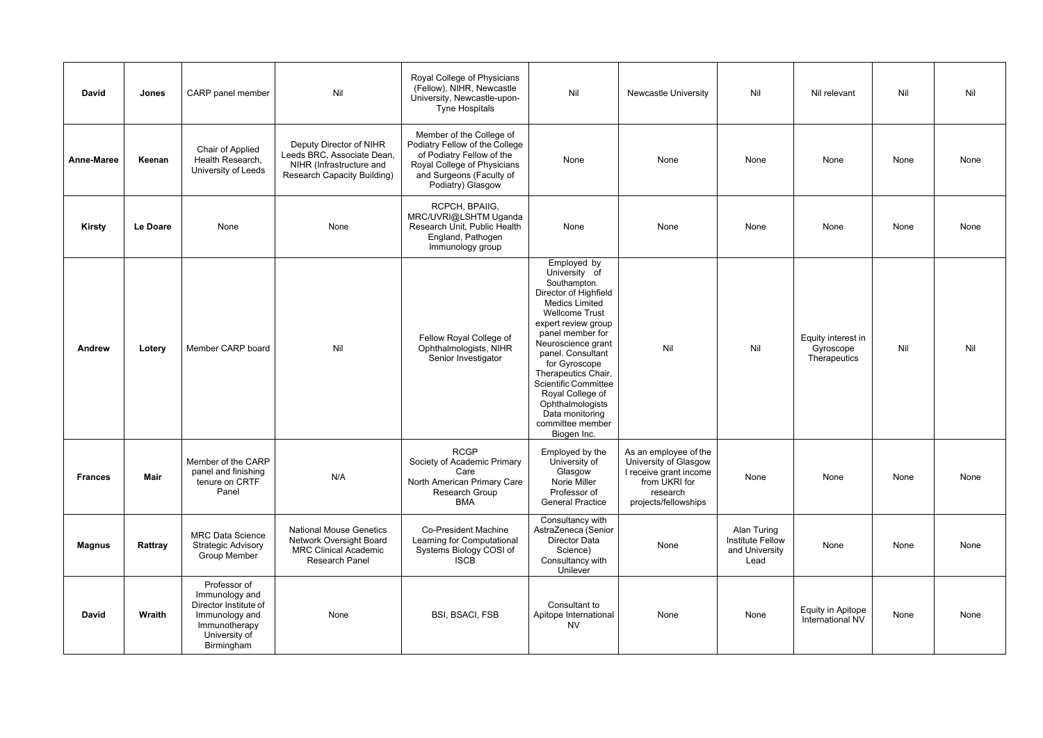| | | | | | | | | | | |
|---|---|---|---|---|---|---|---|---|---|---|
| **David** | **Jones** | CARP panel member | Nil | Royal College of Physicians (Fellow), NIHR, Newcastle University, Newcastle-upon-Tyne Hospitals | Nil | Newcastle University | Nil | Nil relevant | Nil | Nil |
| **Anne-Maree** | **Keenan** | Chair of Applied Health Research, University of Leeds | Deputy Director of NIHR Leeds BRC, Associate Dean, NIHR (Infrastructure and Research Capacity Building) | Member of the College of Podiatry Fellow of the College of Podiatry Fellow of the Royal College of Physicians and Surgeons (Faculty of Podiatry) Glasgow | None | None | None | None | None | None |
| **Kirsty** | **Le Doare** | None | None | RCPCH, BPAIIG, MRC/UVRI@LSHTM Uganda Research Unit, Public Health England, Pathogen Immunology group | None | None | None | None | None | None |
| **Andrew** | **Lotery** | Member CARP board | Nil | Fellow Royal College of Ophthalmologists, NIHR Senior Investigator | Employed by University of Southampton. Director of Highfield Medics Limited Wellcome Trust expert review group panel member for Neuroscience grant panel. Consultant for Gyroscope Therapeutics Chair, Scientific Committee Royal College of Ophthalmologists Data monitoring committee member Biogen Inc. | Nil | Nil | Equity interest in Gyroscope Therapeutics | Nil | Nil |
| **Frances** | **Mair** | Member of the CARP panel and finishing tenure on CRTF Panel | N/A | RCGP<br>Society of Academic Primary Care<br>North American Primary Care Research Group<br>BMA | Employed by the University of Glasgow<br>Norie Miller Professor of General Practice | As an employee of the University of Glasgow I receive grant income from UKRI for research projects/fellowships | None | None | None | None |
| **Magnus** | **Rattray** | MRC Data Science Strategic Advisory Group Member | National Mouse Genetics Network Oversight Board<br>MRC Clinical Academic Research Panel | Co-President Machine Learning for Computational Systems Biology COSI of ISCB | Consultancy with AstraZeneca (Senior Director Data Science)<br>Consultancy with Unilever | None | Alan Turing Institute Fellow and University Lead | None | None | None |
| **David** | **Wraith** | Professor of Immunology and Director Institute of Immunology and Immunotherapy University of Birmingham | None | BSI, BSACI, FSB | Consultant to Apitope International NV | None | None | Equity in Apitope International NV | None | None |